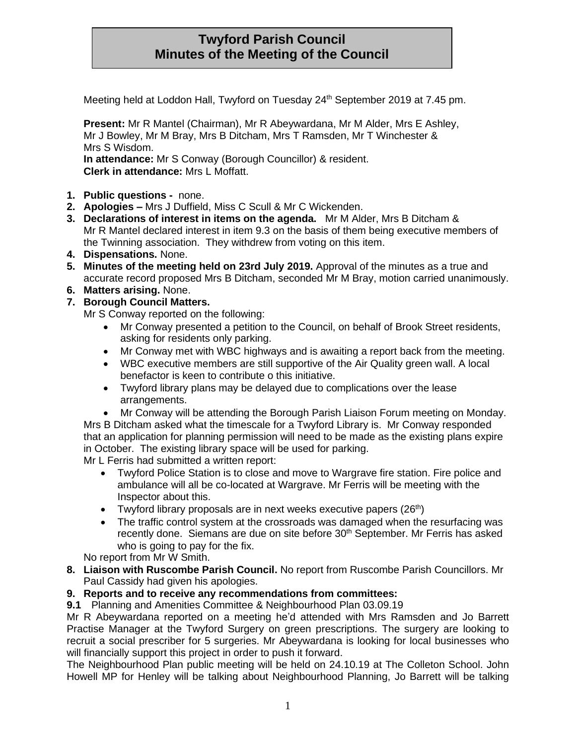# Twyford Parish Council
# Minutes of the Meeting of the Council

Meeting held at Loddon Hall, Twyford on Tuesday 24th September 2019 at 7.45 pm.

**Present:** Mr R Mantel (Chairman), Mr R Abeywardana, Mr M Alder, Mrs E Ashley, Mr J Bowley, Mr M Bray, Mrs B Ditcham, Mrs T Ramsden, Mr T Winchester & Mrs S Wisdom.
**In attendance:** Mr S Conway (Borough Councillor) & resident.
**Clerk in attendance:** Mrs L Moffatt.

1. **Public questions -** none.
2. **Apologies –** Mrs J Duffield, Miss C Scull & Mr C Wickenden.
3. **Declarations of interest in items on the agenda.** Mr M Alder, Mrs B Ditcham & Mr R Mantel declared interest in item 9.3 on the basis of them being executive members of the Twinning association. They withdrew from voting on this item.
4. **Dispensations.** None.
5. **Minutes of the meeting held on 23rd July 2019.** Approval of the minutes as a true and accurate record proposed Mrs B Ditcham, seconded Mr M Bray, motion carried unanimously.
6. **Matters arising.** None.
7. **Borough Council Matters.**
   Mr S Conway reported on the following:
   - Mr Conway presented a petition to the Council, on behalf of Brook Street residents, asking for residents only parking.
   - Mr Conway met with WBC highways and is awaiting a report back from the meeting.
   - WBC executive members are still supportive of the Air Quality green wall. A local benefactor is keen to contribute o this initiative.
   - Twyford library plans may be delayed due to complications over the lease arrangements.
   - Mr Conway will be attending the Borough Parish Liaison Forum meeting on Monday.

   Mrs B Ditcham asked what the timescale for a Twyford Library is. Mr Conway responded that an application for planning permission will need to be made as the existing plans expire in October. The existing library space will be used for parking.
   Mr L Ferris had submitted a written report:
   - Twyford Police Station is to close and move to Wargrave fire station. Fire police and ambulance will all be co-located at Wargrave. Mr Ferris will be meeting with the Inspector about this.
   - Twyford library proposals are in next weeks executive papers (26th)
   - The traffic control system at the crossroads was damaged when the resurfacing was recently done. Siemans are due on site before 30th September. Mr Ferris has asked who is going to pay for the fix.

   No report from Mr W Smith.
8. **Liaison with Ruscombe Parish Council.** No report from Ruscombe Parish Councillors. Mr Paul Cassidy had given his apologies.
9. **Reports and to receive any recommendations from committees:**

**9.1** Planning and Amenities Committee & Neighbourhood Plan 03.09.19

Mr R Abeywardana reported on a meeting he'd attended with Mrs Ramsden and Jo Barrett Practise Manager at the Twyford Surgery on green prescriptions. The surgery are looking to recruit a social prescriber for 5 surgeries. Mr Abeywardana is looking for local businesses who will financially support this project in order to push it forward.

The Neighbourhood Plan public meeting will be held on 24.10.19 at The Colleton School. John Howell MP for Henley will be talking about Neighbourhood Planning, Jo Barrett will be talking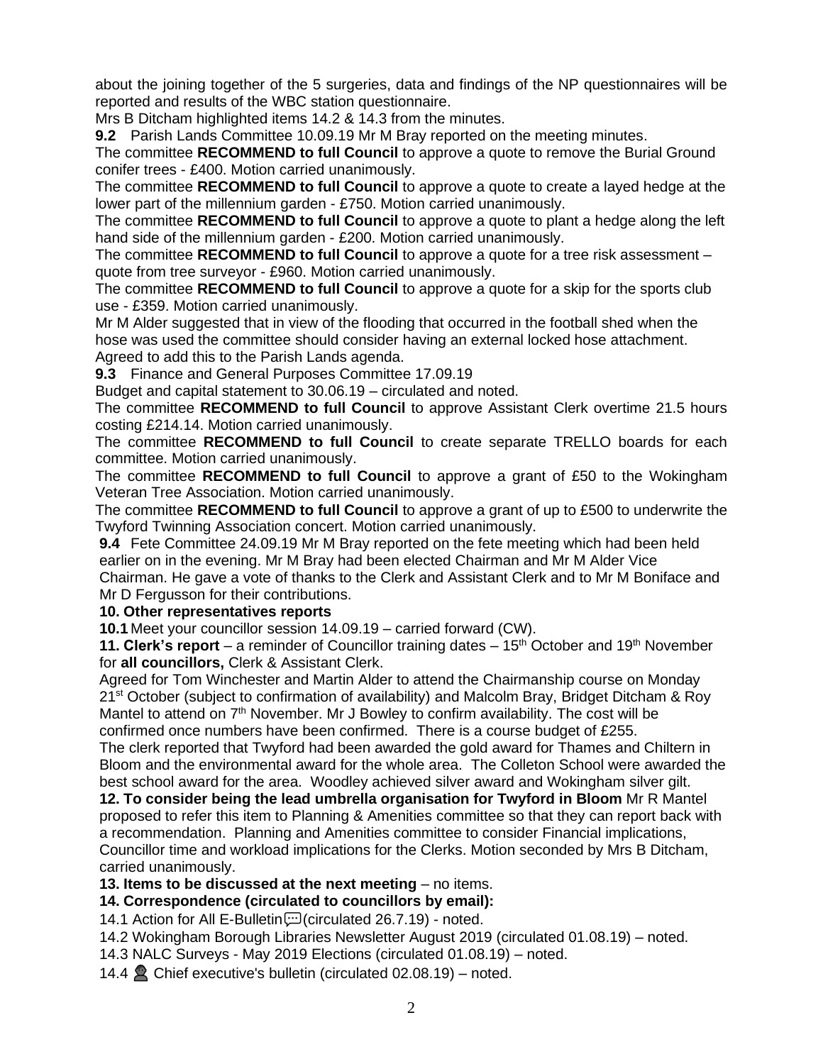about the joining together of the 5 surgeries, data and findings of the NP questionnaires will be reported and results of the WBC station questionnaire.

Mrs B Ditcham highlighted items 14.2 & 14.3 from the minutes.

**9.2** Parish Lands Committee 10.09.19 Mr M Bray reported on the meeting minutes.

The committee **RECOMMEND to full Council** to approve a quote to remove the Burial Ground conifer trees - £400. Motion carried unanimously.

The committee **RECOMMEND to full Council** to approve a quote to create a layed hedge at the lower part of the millennium garden - £750. Motion carried unanimously.

The committee **RECOMMEND to full Council** to approve a quote to plant a hedge along the left hand side of the millennium garden - £200. Motion carried unanimously.

The committee **RECOMMEND to full Council** to approve a quote for a tree risk assessment – quote from tree surveyor - £960. Motion carried unanimously.

The committee **RECOMMEND to full Council** to approve a quote for a skip for the sports club use - £359. Motion carried unanimously.

Mr M Alder suggested that in view of the flooding that occurred in the football shed when the hose was used the committee should consider having an external locked hose attachment. Agreed to add this to the Parish Lands agenda.

**9.3** Finance and General Purposes Committee 17.09.19

Budget and capital statement to 30.06.19 – circulated and noted.

The committee **RECOMMEND to full Council** to approve Assistant Clerk overtime 21.5 hours costing £214.14. Motion carried unanimously.

The committee **RECOMMEND to full Council** to create separate TRELLO boards for each committee. Motion carried unanimously.

The committee **RECOMMEND to full Council** to approve a grant of £50 to the Wokingham Veteran Tree Association. Motion carried unanimously.

The committee **RECOMMEND to full Council** to approve a grant of up to £500 to underwrite the Twyford Twinning Association concert. Motion carried unanimously.

**9.4** Fete Committee 24.09.19 Mr M Bray reported on the fete meeting which had been held earlier on in the evening. Mr M Bray had been elected Chairman and Mr M Alder Vice Chairman. He gave a vote of thanks to the Clerk and Assistant Clerk and to Mr M Boniface and Mr D Fergusson for their contributions.

**10. Other representatives reports**

**10.1** Meet your councillor session 14.09.19 – carried forward (CW).

**11. Clerk's report** – a reminder of Councillor training dates – 15th October and 19th November for **all councillors,** Clerk & Assistant Clerk.

Agreed for Tom Winchester and Martin Alder to attend the Chairmanship course on Monday 21st October (subject to confirmation of availability) and Malcolm Bray, Bridget Ditcham & Roy Mantel to attend on 7th November. Mr J Bowley to confirm availability. The cost will be confirmed once numbers have been confirmed. There is a course budget of £255.

The clerk reported that Twyford had been awarded the gold award for Thames and Chiltern in Bloom and the environmental award for the whole area. The Colleton School were awarded the best school award for the area. Woodley achieved silver award and Wokingham silver gilt.

**12. To consider being the lead umbrella organisation for Twyford in Bloom** Mr R Mantel proposed to refer this item to Planning & Amenities committee so that they can report back with a recommendation. Planning and Amenities committee to consider Financial implications, Councillor time and workload implications for the Clerks. Motion seconded by Mrs B Ditcham, carried unanimously.

**13. Items to be discussed at the next meeting** – no items.

**14. Correspondence (circulated to councillors by email):**

14.1 Action for All E-Bulletin (circulated 26.7.19) - noted.

14.2 Wokingham Borough Libraries Newsletter August 2019 (circulated 01.08.19) – noted.

14.3 NALC Surveys - May 2019 Elections (circulated 01.08.19) – noted.

14.4 Chief executive's bulletin (circulated 02.08.19) – noted.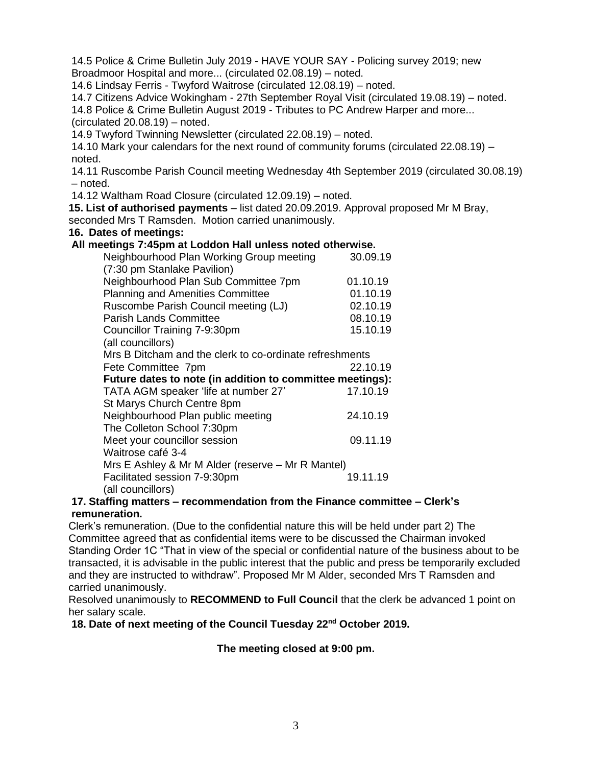14.5 Police & Crime Bulletin July 2019 - HAVE YOUR SAY - Policing survey 2019; new Broadmoor Hospital and more... (circulated 02.08.19) – noted.

14.6 Lindsay Ferris - Twyford Waitrose (circulated 12.08.19) – noted.

14.7 Citizens Advice Wokingham - 27th September Royal Visit (circulated 19.08.19) – noted.

14.8 Police & Crime Bulletin August 2019 - Tributes to PC Andrew Harper and more... (circulated 20.08.19) – noted.

14.9 Twyford Twinning Newsletter (circulated 22.08.19) – noted.

14.10 Mark your calendars for the next round of community forums (circulated 22.08.19) – noted.

14.11 Ruscombe Parish Council meeting Wednesday 4th September 2019 (circulated 30.08.19) – noted.

14.12 Waltham Road Closure (circulated 12.09.19) – noted.

**15. List of authorised payments** – list dated 20.09.2019. Approval proposed Mr M Bray, seconded Mrs T Ramsden. Motion carried unanimously.

**16. Dates of meetings:**

**All meetings 7:45pm at Loddon Hall unless noted otherwise.**

| | |
|---|---|
| Neighbourhood Plan Working Group meeting (7:30 pm Stanlake Pavilion) | 30.09.19 |
| Neighbourhood Plan Sub Committee 7pm | 01.10.19 |
| Planning and Amenities Committee | 01.10.19 |
| Ruscombe Parish Council meeting (LJ) | 02.10.19 |
| Parish Lands Committee | 08.10.19 |
| Councillor Training 7-9:30pm (all councillors) | 15.10.19 |
| Mrs B Ditcham and the clerk to co-ordinate refreshments | |
| Fete Committee 7pm | 22.10.19 |
| **Future dates to note (in addition to committee meetings):** | |
| TATA AGM speaker 'life at number 27' St Marys Church Centre 8pm | 17.10.19 |
| Neighbourhood Plan public meeting The Colleton School 7:30pm | 24.10.19 |
| Meet your councillor session Waitrose café 3-4 | 09.11.19 |
| Mrs E Ashley & Mr M Alder (reserve – Mr R Mantel) | |
| Facilitated session 7-9:30pm (all councillors) | 19.11.19 |

**17. Staffing matters – recommendation from the Finance committee – Clerk's remuneration.**

Clerk's remuneration. (Due to the confidential nature this will be held under part 2) The Committee agreed that as confidential items were to be discussed the Chairman invoked Standing Order 1C "That in view of the special or confidential nature of the business about to be transacted, it is advisable in the public interest that the public and press be temporarily excluded and they are instructed to withdraw". Proposed Mr M Alder, seconded Mrs T Ramsden and carried unanimously.

Resolved unanimously to **RECOMMEND to Full Council** that the clerk be advanced 1 point on her salary scale.

**18. Date of next meeting of the Council Tuesday 22nd October 2019.**

**The meeting closed at 9:00 pm.**